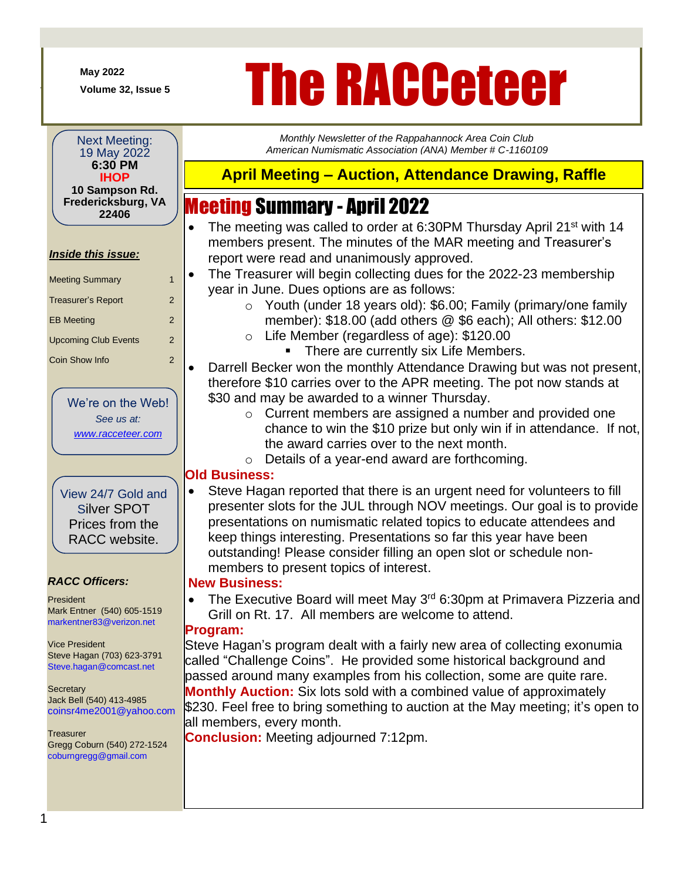May 2022

Volume 32, Issue 5

# The RACCeteer

*Monthly Newsletter of the Rappahannock Area Coin Club*
*American Numismatic Association (ANA) Member # C-1160109*

Next Meeting:
19 May 2022
**6:30 PM**
**IHOP**
**10 Sampson Rd.**
**Fredericksburg, VA**
**22406**

***Inside this issue:***

| | |
|---|---|
| Meeting Summary | 1 |
| Treasurer's Report | 2 |
| EB Meeting | 2 |
| Upcoming Club Events | 2 |
| Coin Show Info | 2 |

We're on the Web!
*See us at:*
*www.racceteer.com*

View 24/7 Gold and Silver SPOT Prices from the RACC website.

***RACC Officers:***

President
Mark Entner (540) 605-1519
markentner83@verizon.net

Vice President
Steve Hagan (703) 623-3791
Steve.hagan@comcast.net

Secretary
Jack Bell (540) 413-4985
coinsr4me2001@yahoo.com

Treasurer
Gregg Coburn (540) 272-1524
coburngregg@gmail.com

## April Meeting – Auction, Attendance Drawing, Raffle

## Meeting Summary - April 2022

- The meeting was called to order at 6:30PM Thursday April 21st with 14 members present. The minutes of the MAR meeting and Treasurer's report were read and unanimously approved.
- The Treasurer will begin collecting dues for the 2022-23 membership year in June. Dues options are as follows:
  - Youth (under 18 years old): $6.00; Family (primary/one family member): $18.00 (add others @ $6 each); All others: $12.00
  - Life Member (regardless of age): $120.00
    - There are currently six Life Members.
- Darrell Becker won the monthly Attendance Drawing but was not present, therefore $10 carries over to the APR meeting. The pot now stands at $30 and may be awarded to a winner Thursday.
  - Current members are assigned a number and provided one chance to win the $10 prize but only win if in attendance. If not, the award carries over to the next month.
  - Details of a year-end award are forthcoming.

**Old Business:**

- Steve Hagan reported that there is an urgent need for volunteers to fill presenter slots for the JUL through NOV meetings. Our goal is to provide presentations on numismatic related topics to educate attendees and keep things interesting. Presentations so far this year have been outstanding! Please consider filling an open slot or schedule non-members to present topics of interest.

**New Business:**

- The Executive Board will meet May 3rd 6:30pm at Primavera Pizzeria and Grill on Rt. 17. All members are welcome to attend.

**Program:**

Steve Hagan's program dealt with a fairly new area of collecting exonumia called "Challenge Coins". He provided some historical background and passed around many examples from his collection, some are quite rare.

**Monthly Auction:** Six lots sold with a combined value of approximately $230. Feel free to bring something to auction at the May meeting; it's open to all members, every month.

**Conclusion:** Meeting adjourned 7:12pm.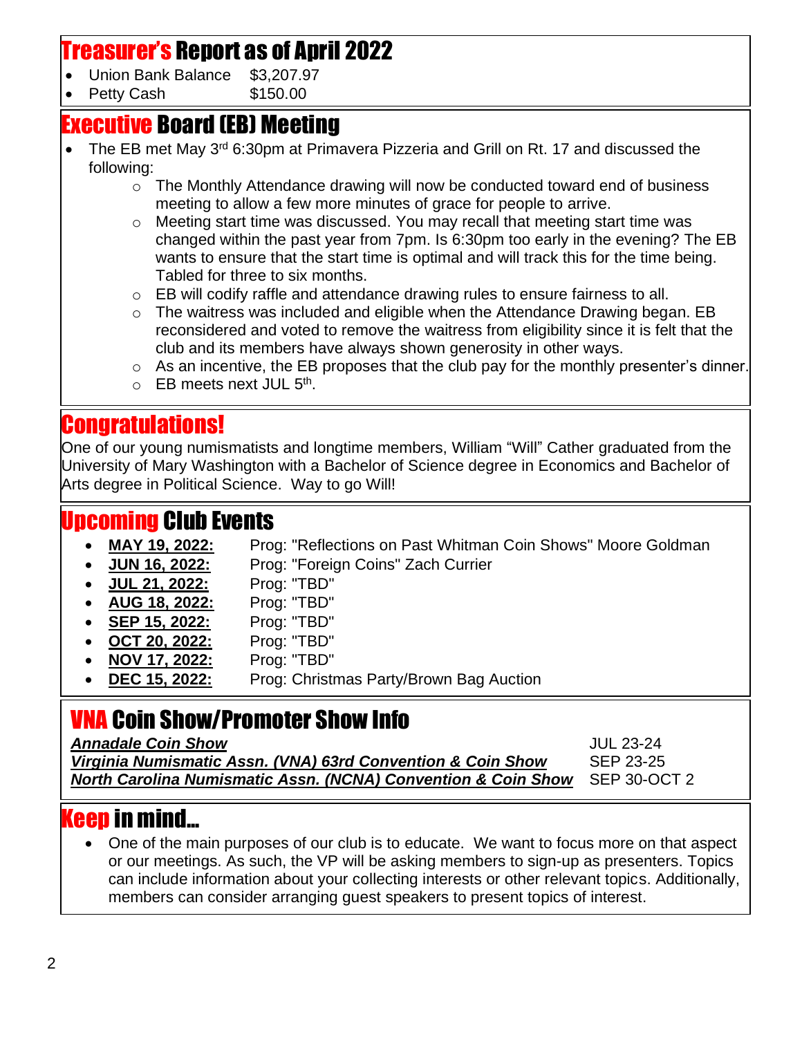## Treasurer's Report as of April 2022

- Union Bank Balance $3,207.97
- Petty Cash $150.00

## Executive Board (EB) Meeting

- The EB met May 3rd 6:30pm at Primavera Pizzeria and Grill on Rt. 17 and discussed the following:
  - The Monthly Attendance drawing will now be conducted toward end of business meeting to allow a few more minutes of grace for people to arrive.
  - Meeting start time was discussed. You may recall that meeting start time was changed within the past year from 7pm. Is 6:30pm too early in the evening? The EB wants to ensure that the start time is optimal and will track this for the time being. Tabled for three to six months.
  - EB will codify raffle and attendance drawing rules to ensure fairness to all.
  - The waitress was included and eligible when the Attendance Drawing began. EB reconsidered and voted to remove the waitress from eligibility since it is felt that the club and its members have always shown generosity in other ways.
  - As an incentive, the EB proposes that the club pay for the monthly presenter's dinner.
  - EB meets next JUL 5th.

## Congratulations!

One of our young numismatists and longtime members, William "Will" Cather graduated from the University of Mary Washington with a Bachelor of Science degree in Economics and Bachelor of Arts degree in Political Science. Way to go Will!

## Upcoming Club Events

- **MAY 19, 2022:** Prog: "Reflections on Past Whitman Coin Shows" Moore Goldman
- **JUN 16, 2022:** Prog: "Foreign Coins" Zach Currier
- **JUL 21, 2022:** Prog: "TBD"
- **AUG 18, 2022:** Prog: "TBD"
- **SEP 15, 2022:** Prog: "TBD"
- **OCT 20, 2022:** Prog: "TBD"
- **NOV 17, 2022:** Prog: "TBD"
- **DEC 15, 2022:** Prog: Christmas Party/Brown Bag Auction

## VNA Coin Show/Promoter Show Info

***Annadale Coin Show*** JUL 23-24
***Virginia Numismatic Assn. (VNA) 63rd Convention & Coin Show*** SEP 23-25
***North Carolina Numismatic Assn. (NCNA) Convention & Coin Show*** SEP 30-OCT 2

## Keep in mind…

- One of the main purposes of our club is to educate. We want to focus more on that aspect or our meetings. As such, the VP will be asking members to sign-up as presenters. Topics can include information about your collecting interests or other relevant topics. Additionally, members can consider arranging guest speakers to present topics of interest.